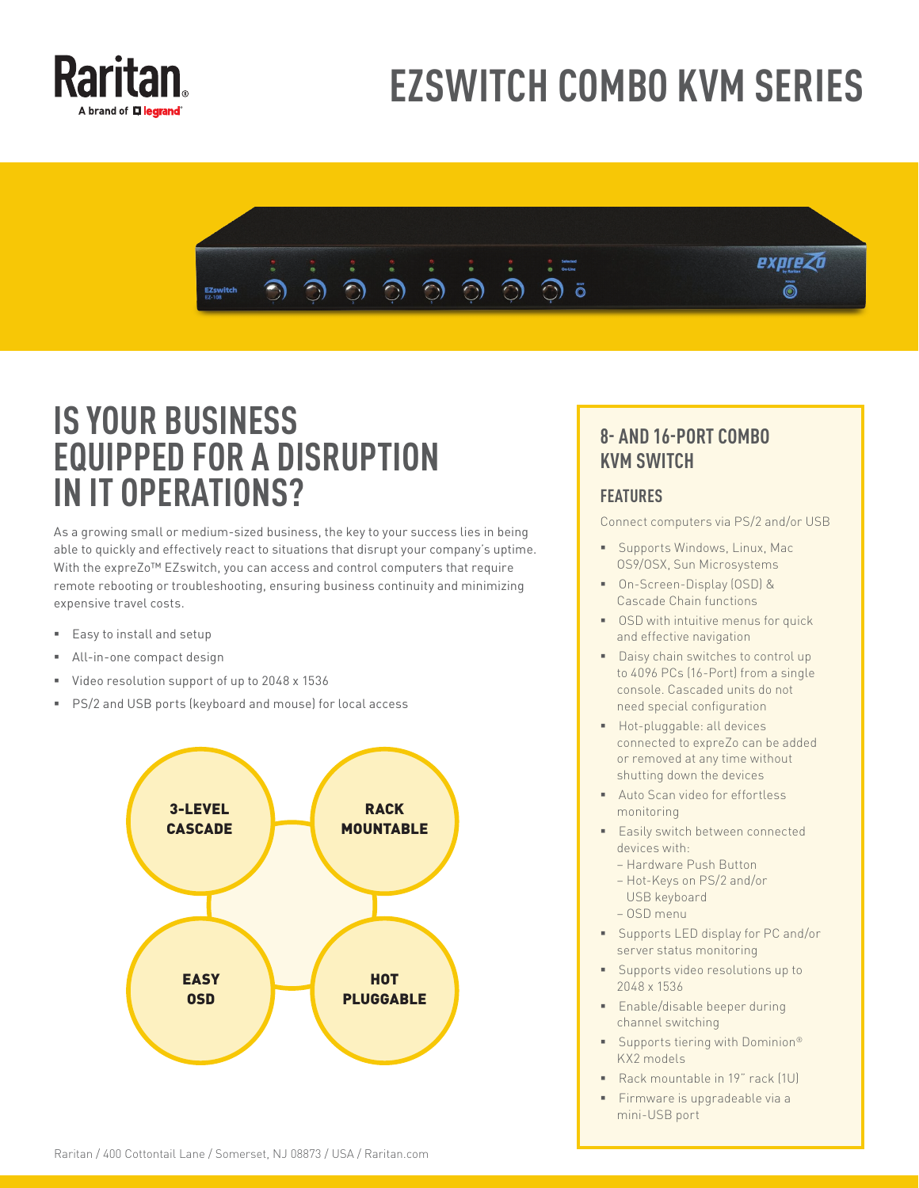# EZSWITCH COMBO KVM SERIES

## IS YOUR BUSINESS EQUIPPED FOR A DISRUPTION IN IT OPERATIONS?

As a growing small or medium-sized business, the key to your success lies in being able to quickly and effectively react to situations that disrupt your company's uptime. With the expreZo™ EZswitch, you can access and control computers that require remote rebooting or troubleshooting, ensuring business continuity and minimizing expensive travel costs.

- Easy to install and setup
- All-in-one compact design
- Video resolution support of up to 2048 x 1536
- PS/2 and USB ports (keyboard and mouse) for local access

**3-LEVEL CASCADE**

**RACK MOUNTABLE**

**EASY OSD**

**HOT PLUGGABLE**

## 8- AND 16-PORT COMBO KVM SWITCH

### FEATURES

Connect computers via PS/2 and/or USB

- Supports Windows, Linux, Mac OS9/OSX, Sun Microsystems
- On-Screen-Display (OSD) & Cascade Chain functions
- OSD with intuitive menus for quick and effective navigation
- Daisy chain switches to control up to 4096 PCs (16-Port) from a single console. Cascaded units do not need special configuration
- Hot-pluggable: all devices connected to expreZo can be added or removed at any time without shutting down the devices
- Auto Scan video for effortless monitoring
- Easily switch between connected devices with:
  - Hardware Push Button
  - Hot-Keys on PS/2 and/or USB keyboard
  - OSD menu
- Supports LED display for PC and/or server status monitoring
- Supports video resolutions up to 2048 x 1536
- Enable/disable beeper during channel switching
- Supports tiering with Dominion® KX2 models
- Rack mountable in 19" rack (1U)
- Firmware is upgradeable via a mini-USB port

Raritan / 400 Cottontail Lane / Somerset, NJ 08873 / USA / Raritan.com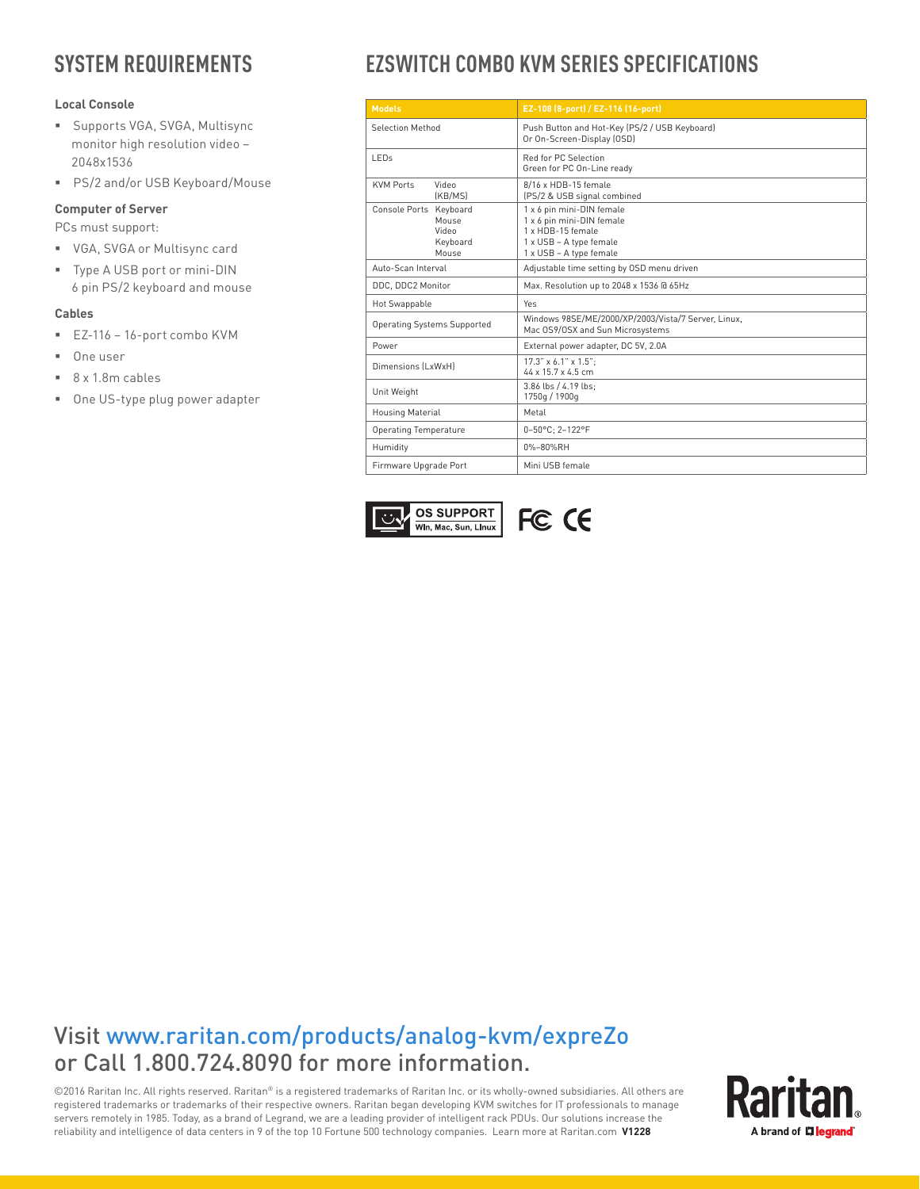## SYSTEM REQUIREMENTS

**Local Console**

- Supports VGA, SVGA, Multisync monitor high resolution video – 2048x1536
- PS/2 and/or USB Keyboard/Mouse

**Computer of Server**

PCs must support:

- VGA, SVGA or Multisync card
- Type A USB port or mini-DIN 6 pin PS/2 keyboard and mouse

**Cables**

- EZ-116 – 16-port combo KVM
- One user
- 8 x 1.8m cables
- One US-type plug power adapter

## EZSWITCH COMBO KVM SERIES SPECIFICATIONS

| Models | EZ-108 (8-port) / EZ-116 (16-port) |
|---|---|
| Selection Method | Push Button and Hot-Key (PS/2 / USB Keyboard)<br>Or On-Screen-Display (OSD) |
| LEDs | Red for PC Selection<br>Green for PC On-Line ready |
| KVM Ports — Video (KB/MS) | 8/16 x HDB-15 female<br>(PS/2 & USB signal combined |
| Console Ports — Keyboard<br>Mouse<br>Video<br>Keyboard<br>Mouse | 1 x 6 pin mini-DIN female<br>1 x 6 pin mini-DIN female<br>1 x HDB-15 female<br>1 x USB – A type female<br>1 x USB – A type female |
| Auto-Scan Interval | Adjustable time setting by OSD menu driven |
| DDC, DDC2 Monitor | Max. Resolution up to 2048 x 1536 @ 65Hz |
| Hot Swappable | Yes |
| Operating Systems Supported | Windows 98SE/ME/2000/XP/2003/Vista/7 Server, Linux,<br>Mac OS9/OSX and Sun Microsystems |
| Power | External power adapter, DC 5V, 2.0A |
| Dimensions (LxWxH) | 17.3" x 6.1" x 1.5";<br>44 x 15.7 x 4.5 cm |
| Unit Weight | 3.86 lbs / 4.19 lbs;<br>1750g / 1900g |
| Housing Material | Metal |
| Operating Temperature | 0–50°C; 2–122°F |
| Humidity | 0%–80%RH |
| Firmware Upgrade Port | Mini USB female |

OS SUPPORT
Win, Mac, Sun, Linux

FC CE

Visit www.raritan.com/products/analog-kvm/expreZo
or Call 1.800.724.8090 for more information.

©2016 Raritan Inc. All rights reserved. Raritan® is a registered trademarks of Raritan Inc. or its wholly-owned subsidiaries. All others are registered trademarks or trademarks of their respective owners. Raritan began developing KVM switches for IT professionals to manage servers remotely in 1985. Today, as a brand of Legrand, we are a leading provider of intelligent rack PDUs. Our solutions increase the reliability and intelligence of data centers in 9 of the top 10 Fortune 500 technology companies. Learn more at Raritan.com **V1228**

Raritan.
A brand of legrand